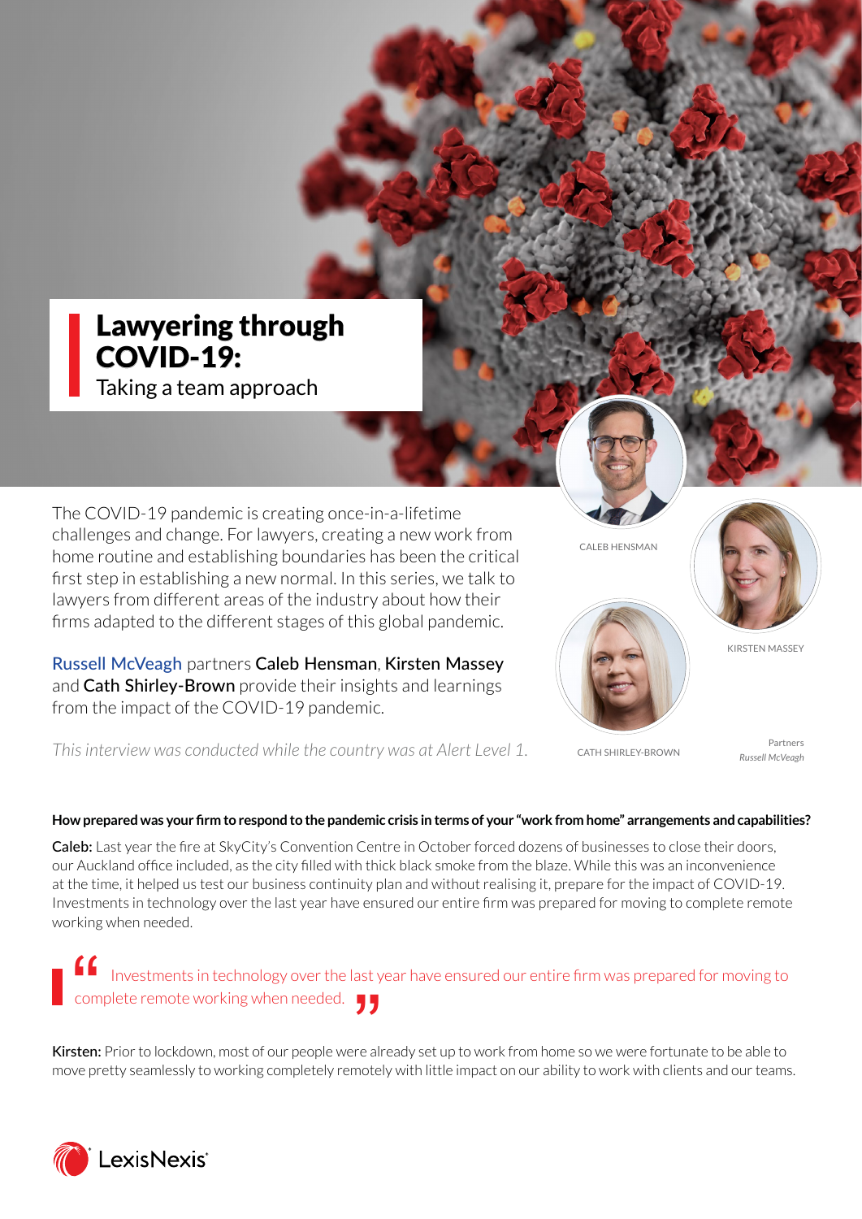# Lawyering through COVID-19:

## Taking a team approach

The COVID-19 pandemic is creating once-in-a-lifetime challenges and change. For lawyers, creating a new work from home routine and establishing boundaries has been the critical first step in establishing a new normal. In this series, we talk to lawyers from different areas of the industry about how their firms adapted to the different stages of this global pandemic.

Russell McVeagh partners **Caleb Hensman**, **Kirsten Massey** and **Cath Shirley-Brown** provide their insights and learnings from the impact of the COVID-19 pandemic.

*This interview was conducted while the country was at Alert Level 1.*

CALEB HENSMAN

KIRSTEN MASSEY

CATH SHIRLEY-BROWN

Partners
*Russell McVeagh*

**How prepared was your firm to respond to the pandemic crisis in terms of your "work from home" arrangements and capabilities?**

**Caleb:** Last year the fire at SkyCity's Convention Centre in October forced dozens of businesses to close their doors, our Auckland office included, as the city filled with thick black smoke from the blaze. While this was an inconvenience at the time, it helped us test our business continuity plan and without realising it, prepare for the impact of COVID-19. Investments in technology over the last year have ensured our entire firm was prepared for moving to complete remote working when needed.

> "Investments in technology over the last year have ensured our entire firm was prepared for moving to complete remote working when needed."

**Kirsten:** Prior to lockdown, most of our people were already set up to work from home so we were fortunate to be able to move pretty seamlessly to working completely remotely with little impact on our ability to work with clients and our teams.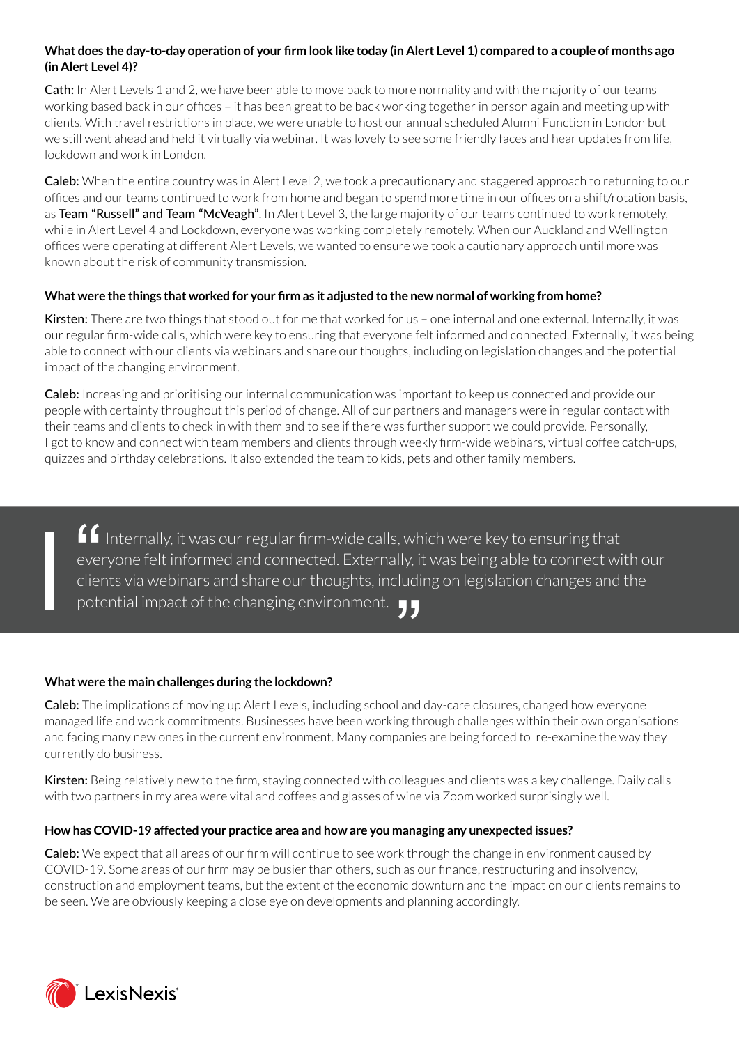**What does the day-to-day operation of your firm look like today (in Alert Level 1) compared to a couple of months ago (in Alert Level 4)?**

**Cath:** In Alert Levels 1 and 2, we have been able to move back to more normality and with the majority of our teams working based back in our offices – it has been great to be back working together in person again and meeting up with clients. With travel restrictions in place, we were unable to host our annual scheduled Alumni Function in London but we still went ahead and held it virtually via webinar. It was lovely to see some friendly faces and hear updates from life, lockdown and work in London.

**Caleb:** When the entire country was in Alert Level 2, we took a precautionary and staggered approach to returning to our offices and our teams continued to work from home and began to spend more time in our offices on a shift/rotation basis, as Team "Russell" and Team "McVeagh". In Alert Level 3, the large majority of our teams continued to work remotely, while in Alert Level 4 and Lockdown, everyone was working completely remotely. When our Auckland and Wellington offices were operating at different Alert Levels, we wanted to ensure we took a cautionary approach until more was known about the risk of community transmission.

**What were the things that worked for your firm as it adjusted to the new normal of working from home?**

**Kirsten:** There are two things that stood out for me that worked for us – one internal and one external. Internally, it was our regular firm-wide calls, which were key to ensuring that everyone felt informed and connected. Externally, it was being able to connect with our clients via webinars and share our thoughts, including on legislation changes and the potential impact of the changing environment.

**Caleb:** Increasing and prioritising our internal communication was important to keep us connected and provide our people with certainty throughout this period of change. All of our partners and managers were in regular contact with their teams and clients to check in with them and to see if there was further support we could provide. Personally, I got to know and connect with team members and clients through weekly firm-wide webinars, virtual coffee catch-ups, quizzes and birthday celebrations. It also extended the team to kids, pets and other family members.

> "Internally, it was our regular firm-wide calls, which were key to ensuring that everyone felt informed and connected. Externally, it was being able to connect with our clients via webinars and share our thoughts, including on legislation changes and the potential impact of the changing environment."

**What were the main challenges during the lockdown?**

**Caleb:** The implications of moving up Alert Levels, including school and day-care closures, changed how everyone managed life and work commitments. Businesses have been working through challenges within their own organisations and facing many new ones in the current environment. Many companies are being forced to re-examine the way they currently do business.

**Kirsten:** Being relatively new to the firm, staying connected with colleagues and clients was a key challenge. Daily calls with two partners in my area were vital and coffees and glasses of wine via Zoom worked surprisingly well.

**How has COVID-19 affected your practice area and how are you managing any unexpected issues?**

**Caleb:** We expect that all areas of our firm will continue to see work through the change in environment caused by COVID-19. Some areas of our firm may be busier than others, such as our finance, restructuring and insolvency, construction and employment teams, but the extent of the economic downturn and the impact on our clients remains to be seen. We are obviously keeping a close eye on developments and planning accordingly.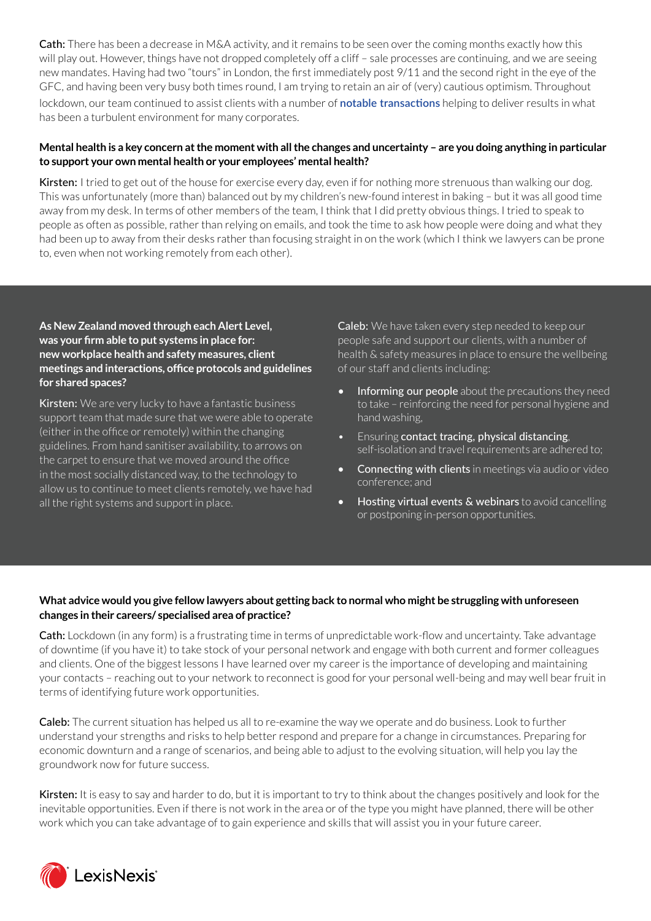**Cath:** There has been a decrease in M&A activity, and it remains to be seen over the coming months exactly how this will play out. However, things have not dropped completely off a cliff – sale processes are continuing, and we are seeing new mandates. Having had two "tours" in London, the first immediately post 9/11 and the second right in the eye of the GFC, and having been very busy both times round, I am trying to retain an air of (very) cautious optimism. Throughout lockdown, our team continued to assist clients with a number of **notable transactions** helping to deliver results in what has been a turbulent environment for many corporates.

**Mental health is a key concern at the moment with all the changes and uncertainty – are you doing anything in particular to support your own mental health or your employees' mental health?**

**Kirsten:** I tried to get out of the house for exercise every day, even if for nothing more strenuous than walking our dog. This was unfortunately (more than) balanced out by my children's new-found interest in baking – but it was all good time away from my desk. In terms of other members of the team, I think that I did pretty obvious things. I tried to speak to people as often as possible, rather than relying on emails, and took the time to ask how people were doing and what they had been up to away from their desks rather than focusing straight in on the work (which I think we lawyers can be prone to, even when not working remotely from each other).

**As New Zealand moved through each Alert Level, was your firm able to put systems in place for: new workplace health and safety measures, client meetings and interactions, office protocols and guidelines for shared spaces?**

**Kirsten:** We are very lucky to have a fantastic business support team that made sure that we were able to operate (either in the office or remotely) within the changing guidelines. From hand sanitiser availability, to arrows on the carpet to ensure that we moved around the office in the most socially distanced way, to the technology to allow us to continue to meet clients remotely, we have had all the right systems and support in place.

**Caleb:** We have taken every step needed to keep our people safe and support our clients, with a number of health & safety measures in place to ensure the wellbeing of our staff and clients including:

- **Informing our people** about the precautions they need to take – reinforcing the need for personal hygiene and hand washing,
- Ensuring **contact tracing, physical distancing**, self-isolation and travel requirements are adhered to;
- **Connecting with clients** in meetings via audio or video conference; and
- **Hosting virtual events & webinars** to avoid cancelling or postponing in-person opportunities.

**What advice would you give fellow lawyers about getting back to normal who might be struggling with unforeseen changes in their careers/ specialised area of practice?**

**Cath:** Lockdown (in any form) is a frustrating time in terms of unpredictable work-flow and uncertainty. Take advantage of downtime (if you have it) to take stock of your personal network and engage with both current and former colleagues and clients. One of the biggest lessons I have learned over my career is the importance of developing and maintaining your contacts – reaching out to your network to reconnect is good for your personal well-being and may well bear fruit in terms of identifying future work opportunities.

**Caleb:** The current situation has helped us all to re-examine the way we operate and do business. Look to further understand your strengths and risks to help better respond and prepare for a change in circumstances. Preparing for economic downturn and a range of scenarios, and being able to adjust to the evolving situation, will help you lay the groundwork now for future success.

**Kirsten:** It is easy to say and harder to do, but it is important to try to think about the changes positively and look for the inevitable opportunities. Even if there is not work in the area or of the type you might have planned, there will be other work which you can take advantage of to gain experience and skills that will assist you in your future career.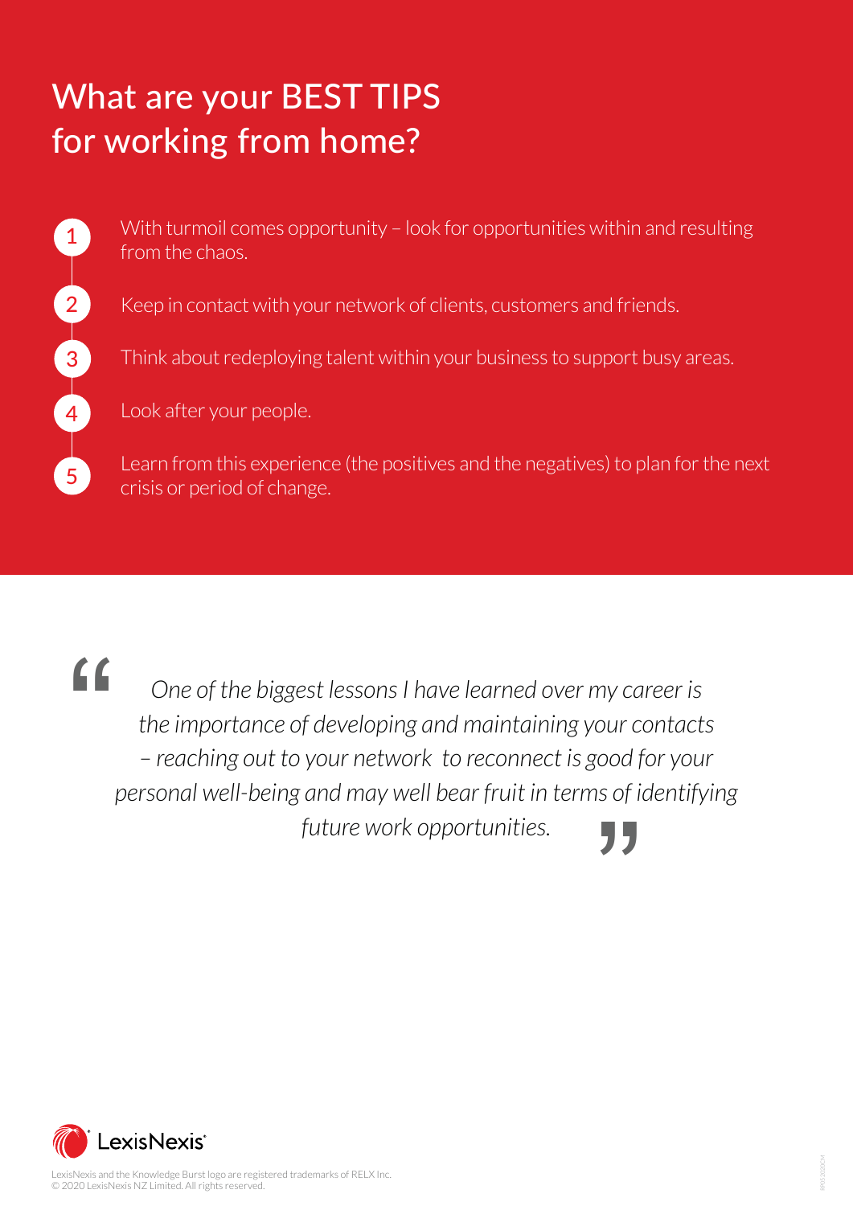# What are your BEST TIPS for working from home?

1. With turmoil comes opportunity – look for opportunities within and resulting from the chaos.
2. Keep in contact with your network of clients, customers and friends.
3. Think about redeploying talent within your business to support busy areas.
4. Look after your people.
5. Learn from this experience (the positives and the negatives) to plan for the next crisis or period of change.

> *One of the biggest lessons I have learned over my career is the importance of developing and maintaining your contacts – reaching out to your network to reconnect is good for your personal well-being and may well bear fruit in terms of identifying future work opportunities.*

LexisNexis

LexisNexis and the Knowledge Burst logo are registered trademarks of RELX Inc.
© 2020 LexisNexis NZ Limited. All rights reserved.